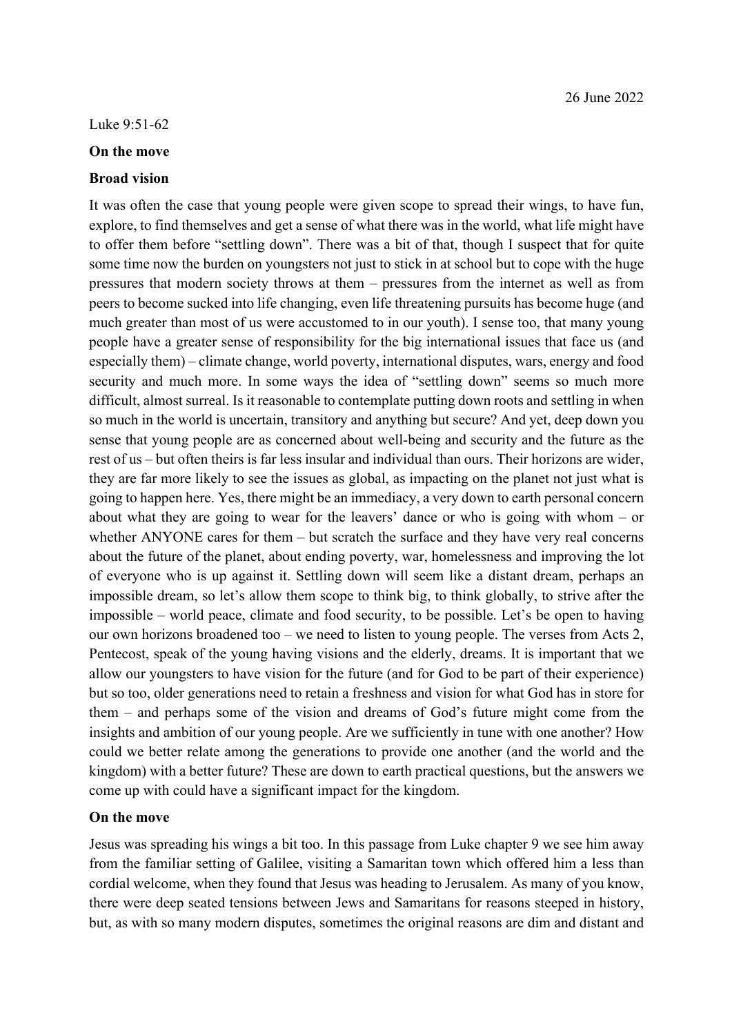26 June 2022

Luke 9:51-62

**On the move**

**Broad vision**

It was often the case that young people were given scope to spread their wings, to have fun, explore, to find themselves and get a sense of what there was in the world, what life might have to offer them before "settling down". There was a bit of that, though I suspect that for quite some time now the burden on youngsters not just to stick in at school but to cope with the huge pressures that modern society throws at them – pressures from the internet as well as from peers to become sucked into life changing, even life threatening pursuits has become huge (and much greater than most of us were accustomed to in our youth). I sense too, that many young people have a greater sense of responsibility for the big international issues that face us (and especially them) – climate change, world poverty, international disputes, wars, energy and food security and much more. In some ways the idea of "settling down" seems so much more difficult, almost surreal. Is it reasonable to contemplate putting down roots and settling in when so much in the world is uncertain, transitory and anything but secure? And yet, deep down you sense that young people are as concerned about well-being and security and the future as the rest of us – but often theirs is far less insular and individual than ours. Their horizons are wider, they are far more likely to see the issues as global, as impacting on the planet not just what is going to happen here. Yes, there might be an immediacy, a very down to earth personal concern about what they are going to wear for the leavers' dance or who is going with whom – or whether ANYONE cares for them – but scratch the surface and they have very real concerns about the future of the planet, about ending poverty, war, homelessness and improving the lot of everyone who is up against it. Settling down will seem like a distant dream, perhaps an impossible dream, so let's allow them scope to think big, to think globally, to strive after the impossible – world peace, climate and food security, to be possible. Let's be open to having our own horizons broadened too – we need to listen to young people. The verses from Acts 2, Pentecost, speak of the young having visions and the elderly, dreams. It is important that we allow our youngsters to have vision for the future (and for God to be part of their experience) but so too, older generations need to retain a freshness and vision for what God has in store for them – and perhaps some of the vision and dreams of God's future might come from the insights and ambition of our young people. Are we sufficiently in tune with one another? How could we better relate among the generations to provide one another (and the world and the kingdom) with a better future? These are down to earth practical questions, but the answers we come up with could have a significant impact for the kingdom.

**On the move**

Jesus was spreading his wings a bit too. In this passage from Luke chapter 9 we see him away from the familiar setting of Galilee, visiting a Samaritan town which offered him a less than cordial welcome, when they found that Jesus was heading to Jerusalem. As many of you know, there were deep seated tensions between Jews and Samaritans for reasons steeped in history, but, as with so many modern disputes, sometimes the original reasons are dim and distant and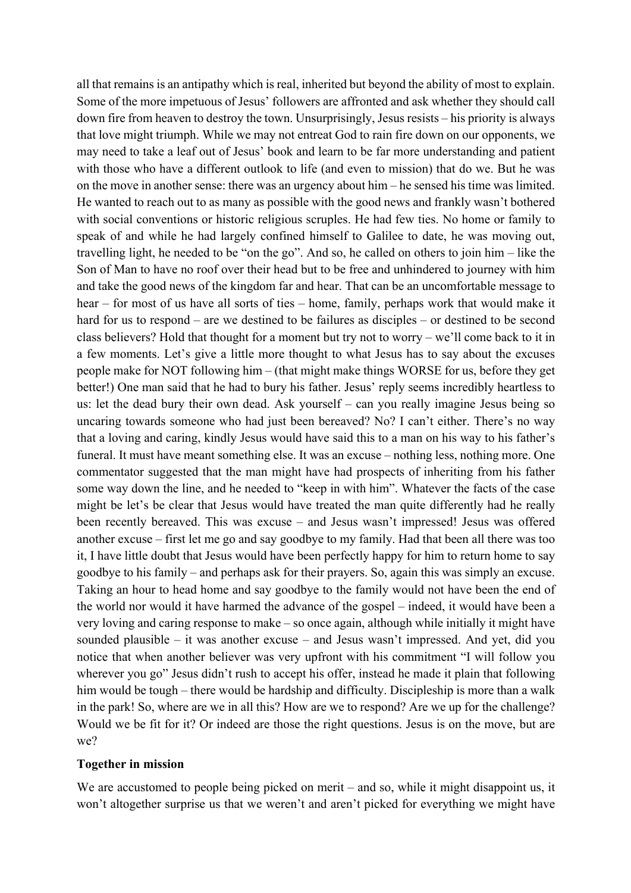all that remains is an antipathy which is real, inherited but beyond the ability of most to explain. Some of the more impetuous of Jesus' followers are affronted and ask whether they should call down fire from heaven to destroy the town. Unsurprisingly, Jesus resists – his priority is always that love might triumph. While we may not entreat God to rain fire down on our opponents, we may need to take a leaf out of Jesus' book and learn to be far more understanding and patient with those who have a different outlook to life (and even to mission) that do we. But he was on the move in another sense: there was an urgency about him – he sensed his time was limited. He wanted to reach out to as many as possible with the good news and frankly wasn't bothered with social conventions or historic religious scruples. He had few ties. No home or family to speak of and while he had largely confined himself to Galilee to date, he was moving out, travelling light, he needed to be "on the go". And so, he called on others to join him – like the Son of Man to have no roof over their head but to be free and unhindered to journey with him and take the good news of the kingdom far and hear. That can be an uncomfortable message to hear – for most of us have all sorts of ties – home, family, perhaps work that would make it hard for us to respond – are we destined to be failures as disciples – or destined to be second class believers? Hold that thought for a moment but try not to worry – we'll come back to it in a few moments. Let's give a little more thought to what Jesus has to say about the excuses people make for NOT following him – (that might make things WORSE for us, before they get better!) One man said that he had to bury his father. Jesus' reply seems incredibly heartless to us: let the dead bury their own dead. Ask yourself – can you really imagine Jesus being so uncaring towards someone who had just been bereaved? No? I can't either. There's no way that a loving and caring, kindly Jesus would have said this to a man on his way to his father's funeral. It must have meant something else. It was an excuse – nothing less, nothing more. One commentator suggested that the man might have had prospects of inheriting from his father some way down the line, and he needed to "keep in with him". Whatever the facts of the case might be let's be clear that Jesus would have treated the man quite differently had he really been recently bereaved. This was excuse – and Jesus wasn't impressed! Jesus was offered another excuse – first let me go and say goodbye to my family. Had that been all there was too it, I have little doubt that Jesus would have been perfectly happy for him to return home to say goodbye to his family – and perhaps ask for their prayers. So, again this was simply an excuse. Taking an hour to head home and say goodbye to the family would not have been the end of the world nor would it have harmed the advance of the gospel – indeed, it would have been a very loving and caring response to make – so once again, although while initially it might have sounded plausible – it was another excuse – and Jesus wasn't impressed. And yet, did you notice that when another believer was very upfront with his commitment "I will follow you wherever you go" Jesus didn't rush to accept his offer, instead he made it plain that following him would be tough – there would be hardship and difficulty. Discipleship is more than a walk in the park! So, where are we in all this? How are we to respond? Are we up for the challenge? Would we be fit for it? Or indeed are those the right questions. Jesus is on the move, but are we?

**Together in mission**

We are accustomed to people being picked on merit – and so, while it might disappoint us, it won't altogether surprise us that we weren't and aren't picked for everything we might have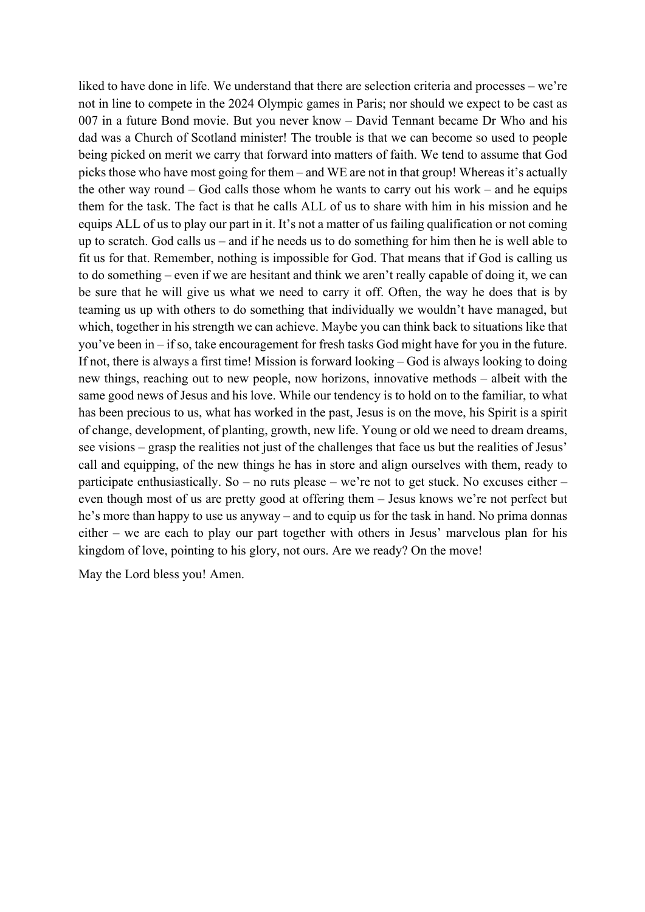liked to have done in life. We understand that there are selection criteria and processes – we're not in line to compete in the 2024 Olympic games in Paris; nor should we expect to be cast as 007 in a future Bond movie. But you never know – David Tennant became Dr Who and his dad was a Church of Scotland minister! The trouble is that we can become so used to people being picked on merit we carry that forward into matters of faith. We tend to assume that God picks those who have most going for them – and WE are not in that group! Whereas it's actually the other way round – God calls those whom he wants to carry out his work – and he equips them for the task. The fact is that he calls ALL of us to share with him in his mission and he equips ALL of us to play our part in it. It's not a matter of us failing qualification or not coming up to scratch. God calls us – and if he needs us to do something for him then he is well able to fit us for that. Remember, nothing is impossible for God. That means that if God is calling us to do something – even if we are hesitant and think we aren't really capable of doing it, we can be sure that he will give us what we need to carry it off. Often, the way he does that is by teaming us up with others to do something that individually we wouldn't have managed, but which, together in his strength we can achieve. Maybe you can think back to situations like that you've been in – if so, take encouragement for fresh tasks God might have for you in the future. If not, there is always a first time! Mission is forward looking – God is always looking to doing new things, reaching out to new people, now horizons, innovative methods – albeit with the same good news of Jesus and his love. While our tendency is to hold on to the familiar, to what has been precious to us, what has worked in the past, Jesus is on the move, his Spirit is a spirit of change, development, of planting, growth, new life. Young or old we need to dream dreams, see visions – grasp the realities not just of the challenges that face us but the realities of Jesus' call and equipping, of the new things he has in store and align ourselves with them, ready to participate enthusiastically. So – no ruts please – we're not to get stuck. No excuses either – even though most of us are pretty good at offering them – Jesus knows we're not perfect but he's more than happy to use us anyway – and to equip us for the task in hand. No prima donnas either – we are each to play our part together with others in Jesus' marvelous plan for his kingdom of love, pointing to his glory, not ours. Are we ready? On the move!

May the Lord bless you! Amen.